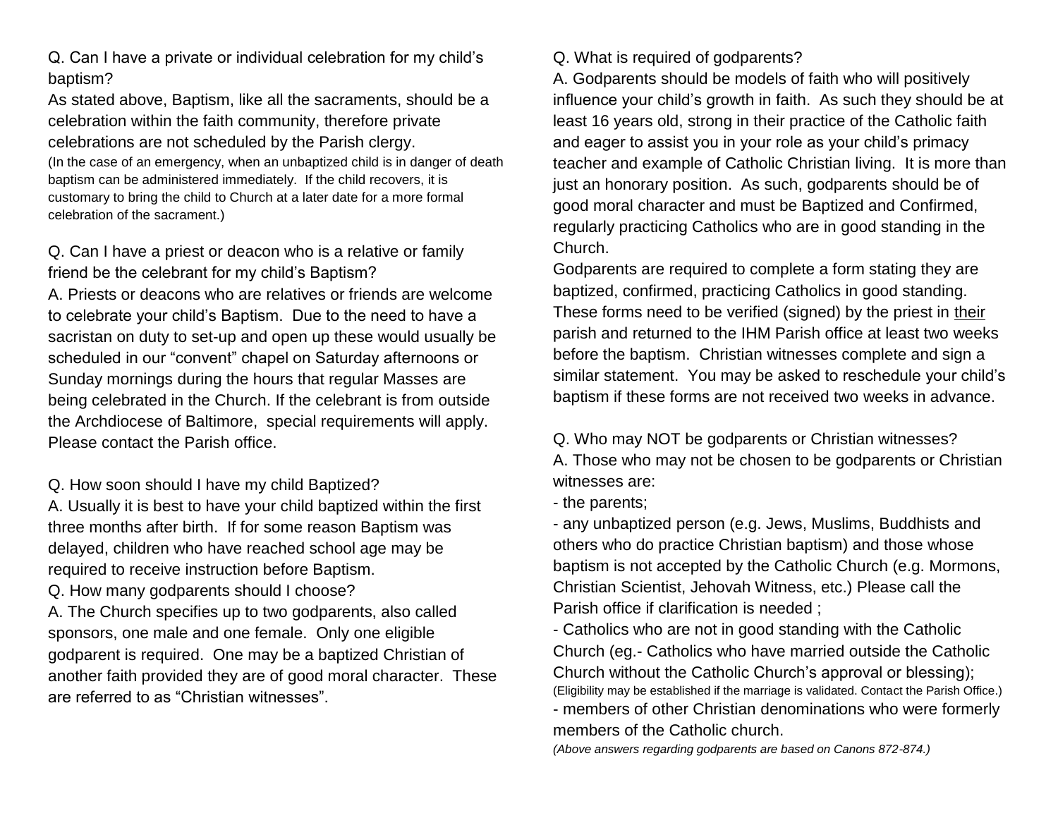Q. Can I have a private or individual celebration for my child's baptism?

As stated above, Baptism, like all the sacraments, should be a celebration within the faith community, therefore private celebrations are not scheduled by the Parish clergy.

(In the case of an emergency, when an unbaptized child is in danger of death baptism can be administered immediately. If the child recovers, it is customary to bring the child to Church at a later date for a more formal celebration of the sacrament.)

Q. Can I have a priest or deacon who is a relative or family friend be the celebrant for my child's Baptism?

A. Priests or deacons who are relatives or friends are welcome to celebrate your child's Baptism. Due to the need to have a sacristan on duty to set-up and open up these would usually be scheduled in our "convent" chapel on Saturday afternoons or Sunday mornings during the hours that regular Masses are being celebrated in the Church. If the celebrant is from outside the Archdiocese of Baltimore, special requirements will apply. Please contact the Parish office.

Q. How soon should I have my child Baptized?

A. Usually it is best to have your child baptized within the first three months after birth. If for some reason Baptism was delayed, children who have reached school age may be required to receive instruction before Baptism.

Q. How many godparents should I choose?

A. The Church specifies up to two godparents, also called sponsors, one male and one female. Only one eligible godparent is required. One may be a baptized Christian of another faith provided they are of good moral character. These are referred to as "Christian witnesses".

Q. What is required of godparents?

A. Godparents should be models of faith who will positively influence your child's growth in faith. As such they should be at least 16 years old, strong in their practice of the Catholic faith and eager to assist you in your role as your child's primacy teacher and example of Catholic Christian living. It is more than just an honorary position. As such, godparents should be of good moral character and must be Baptized and Confirmed, regularly practicing Catholics who are in good standing in the Church.

Godparents are required to complete a form stating they are baptized, confirmed, practicing Catholics in good standing. These forms need to be verified (signed) by the priest in <u>their</u> parish and returned to the IHM Parish office at least two weeks before the baptism. Christian witnesses complete and sign a similar statement. You may be asked to reschedule your child's baptism if these forms are not received two weeks in advance.

Q. Who may NOT be godparents or Christian witnesses?

A. Those who may not be chosen to be godparents or Christian witnesses are:

- the parents;
- any unbaptized person (e.g. Jews, Muslims, Buddhists and others who do practice Christian baptism) and those whose baptism is not accepted by the Catholic Church (e.g. Mormons, Christian Scientist, Jehovah Witness, etc.) Please call the Parish office if clarification is needed ;
- Catholics who are not in good standing with the Catholic Church (eg.- Catholics who have married outside the Catholic Church without the Catholic Church's approval or blessing); (Eligibility may be established if the marriage is validated. Contact the Parish Office.)
- members of other Christian denominations who were formerly members of the Catholic church.

*(Above answers regarding godparents are based on Canons 872-874.)*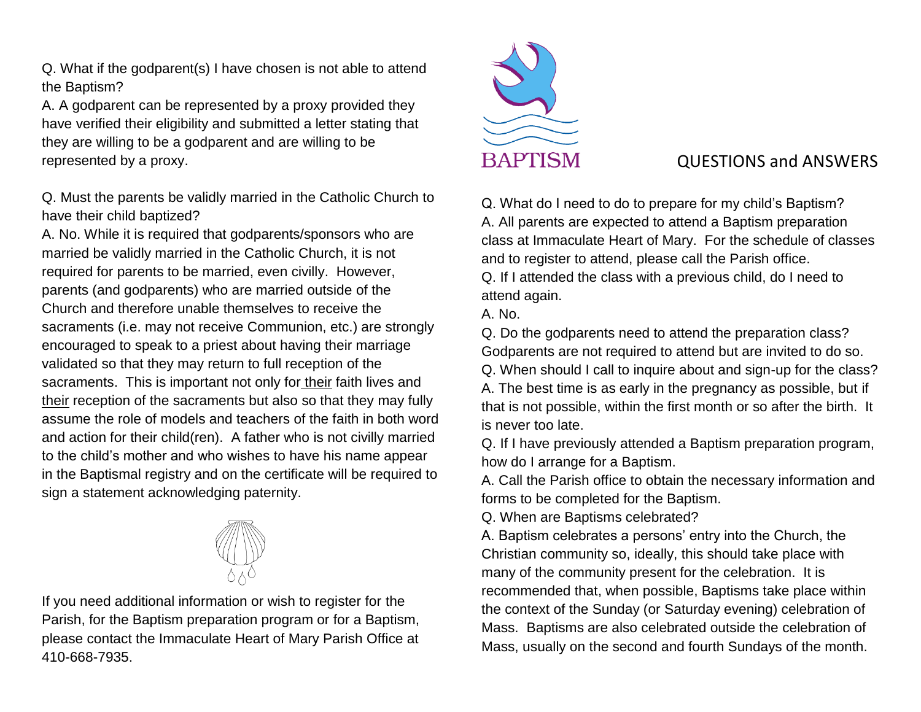Q. What if the godparent(s) I have chosen is not able to attend the Baptism?

A. A godparent can be represented by a proxy provided they have verified their eligibility and submitted a letter stating that they are willing to be a godparent and are willing to be represented by a proxy.

Q. Must the parents be validly married in the Catholic Church to have their child baptized?

A. No. While it is required that godparents/sponsors who are married be validly married in the Catholic Church, it is not required for parents to be married, even civilly. However, parents (and godparents) who are married outside of the Church and therefore unable themselves to receive the sacraments (i.e. may not receive Communion, etc.) are strongly encouraged to speak to a priest about having their marriage validated so that they may return to full reception of the sacraments. This is important not only for their faith lives and their reception of the sacraments but also so that they may fully assume the role of models and teachers of the faith in both word and action for their child(ren). A father who is not civilly married to the child's mother and who wishes to have his name appear in the Baptismal registry and on the certificate will be required to sign a statement acknowledging paternity.

If you need additional information or wish to register for the Parish, for the Baptism preparation program or for a Baptism, please contact the Immaculate Heart of Mary Parish Office at 410-668-7935.

# BAPTISM

## QUESTIONS and ANSWERS

Q. What do I need to do to prepare for my child's Baptism?

A. All parents are expected to attend a Baptism preparation class at Immaculate Heart of Mary. For the schedule of classes and to register to attend, please call the Parish office.

Q. If I attended the class with a previous child, do I need to attend again.

A. No.

Q. Do the godparents need to attend the preparation class?

Godparents are not required to attend but are invited to do so.

Q. When should I call to inquire about and sign-up for the class?

A. The best time is as early in the pregnancy as possible, but if that is not possible, within the first month or so after the birth. It is never too late.

Q. If I have previously attended a Baptism preparation program, how do I arrange for a Baptism.

A. Call the Parish office to obtain the necessary information and forms to be completed for the Baptism.

Q. When are Baptisms celebrated?

A. Baptism celebrates a persons' entry into the Church, the Christian community so, ideally, this should take place with many of the community present for the celebration. It is recommended that, when possible, Baptisms take place within the context of the Sunday (or Saturday evening) celebration of Mass. Baptisms are also celebrated outside the celebration of Mass, usually on the second and fourth Sundays of the month.